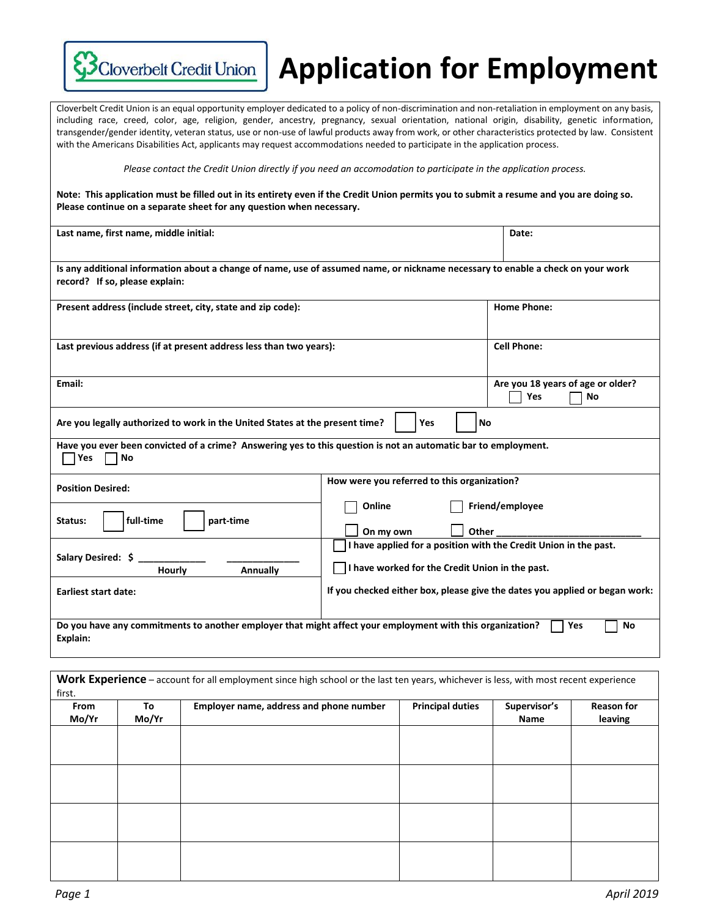# Cloverbelt Credit Union — Application for Employment

Cloverbelt Credit Union is an equal opportunity employer dedicated to a policy of non-discrimination and non-retaliation in employment on any basis, including race, creed, color, age, religion, gender, ancestry, pregnancy, sexual orientation, national origin, disability, genetic information, transgender/gender identity, veteran status, use or non-use of lawful products away from work, or other characteristics protected by law. Consistent with the Americans Disabilities Act, applicants may request accommodations needed to participate in the application process.

*Please contact the Credit Union directly if you need an accomodation to participate in the application process.*

**Note: This application must be filled out in its entirety even if the Credit Union permits you to submit a resume and you are doing so. Please continue on a separate sheet for any question when necessary.**

**Last name, first name, middle initial:**

**Date:**

**Is any additional information about a change of name, use of assumed name, or nickname necessary to enable a check on your work record? If so, please explain:**

**Present address (include street, city, state and zip code):**

**Home Phone:**

**Last previous address (if at present address less than two years):**

**Cell Phone:**

**Email:**

**Are you 18 years of age or older?** ☐ Yes ☐ No

**Are you legally authorized to work in the United States at the present time?** ☐ Yes ☐ No

**Have you ever been convicted of a crime? Answering yes to this question is not an automatic bar to employment.**
☐ Yes ☐ No

**Position Desired:**

**Status:** ☐ full-time ☐ part-time

**Salary Desired: $** ____________ Hourly ____________ Annually

**Earliest start date:**

**How were you referred to this organization?**
☐ Online ☐ Friend/employee
☐ On my own ☐ Other ____________________________

☐ **I have applied for a position with the Credit Union in the past.**

☐ **I have worked for the Credit Union in the past.**

**If you checked either box, please give the dates you applied or began work:**

**Do you have any commitments to another employer that might affect your employment with this organization?** ☐ Yes ☐ No
**Explain:**

## Work Experience

**Work Experience** – account for all employment since high school or the last ten years, whichever is less, with most recent experience first.

| From Mo/Yr | To Mo/Yr | Employer name, address and phone number | Principal duties | Supervisor's Name | Reason for leaving |
|---|---|---|---|---|---|
| | | | | | |
| | | | | | |
| | | | | | |
| | | | | | |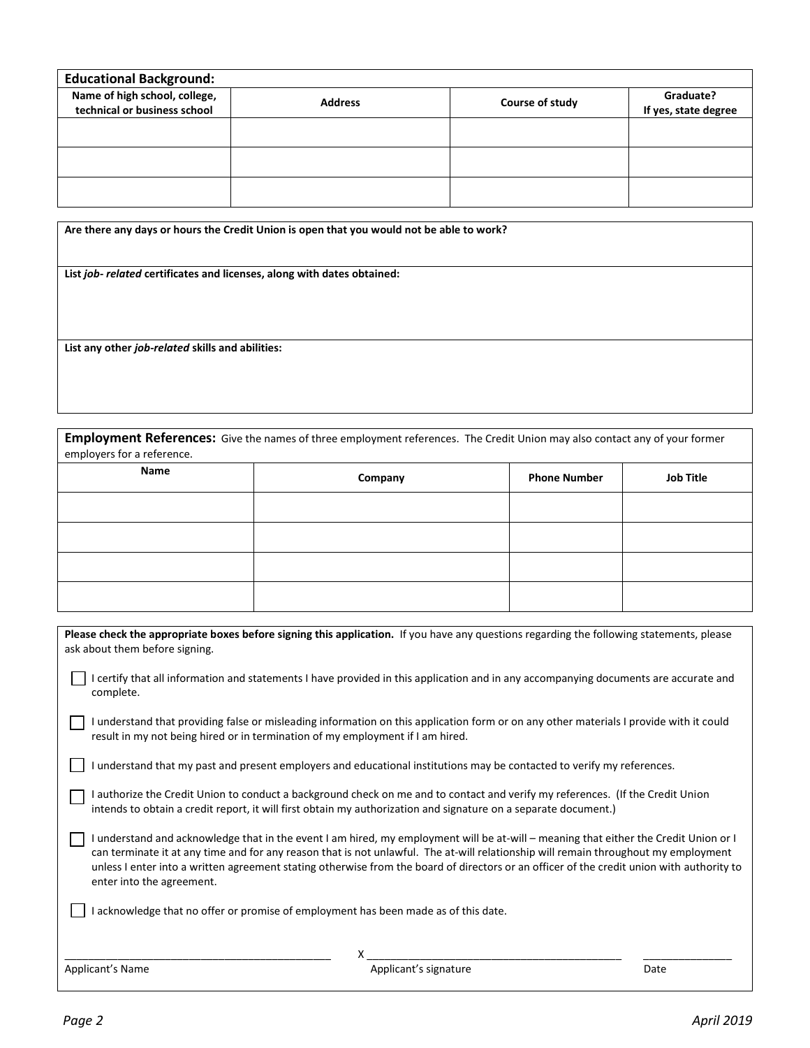**Educational Background:**

| Name of high school, college, technical or business school | Address | Course of study | Graduate? If yes, state degree |
|---|---|---|---|
| | | | |
| | | | |
| | | | |

**Are there any days or hours the Credit Union is open that you would not be able to work?**

**List *job- related* certificates and licenses, along with dates obtained:**

**List any other *job-related* skills and abilities:**

**Employment References:** Give the names of three employment references. The Credit Union may also contact any of your former employers for a reference.

| Name | Company | Phone Number | Job Title |
|---|---|---|---|
| | | | |
| | | | |
| | | | |
| | | | |

**Please check the appropriate boxes before signing this application.** If you have any questions regarding the following statements, please ask about them before signing.

☐ I certify that all information and statements I have provided in this application and in any accompanying documents are accurate and complete.

☐ I understand that providing false or misleading information on this application form or on any other materials I provide with it could result in my not being hired or in termination of my employment if I am hired.

☐ I understand that my past and present employers and educational institutions may be contacted to verify my references.

☐ I authorize the Credit Union to conduct a background check on me and to contact and verify my references. (If the Credit Union intends to obtain a credit report, it will first obtain my authorization and signature on a separate document.)

☐ I understand and acknowledge that in the event I am hired, my employment will be at-will – meaning that either the Credit Union or I can terminate it at any time and for any reason that is not unlawful. The at-will relationship will remain throughout my employment unless I enter into a written agreement stating otherwise from the board of directors or an officer of the credit union with authority to enter into the agreement.

☐ I acknowledge that no offer or promise of employment has been made as of this date.

_______________________________________ X _______________________________________ _______________

Applicant's Name Applicant's signature Date

April 2019